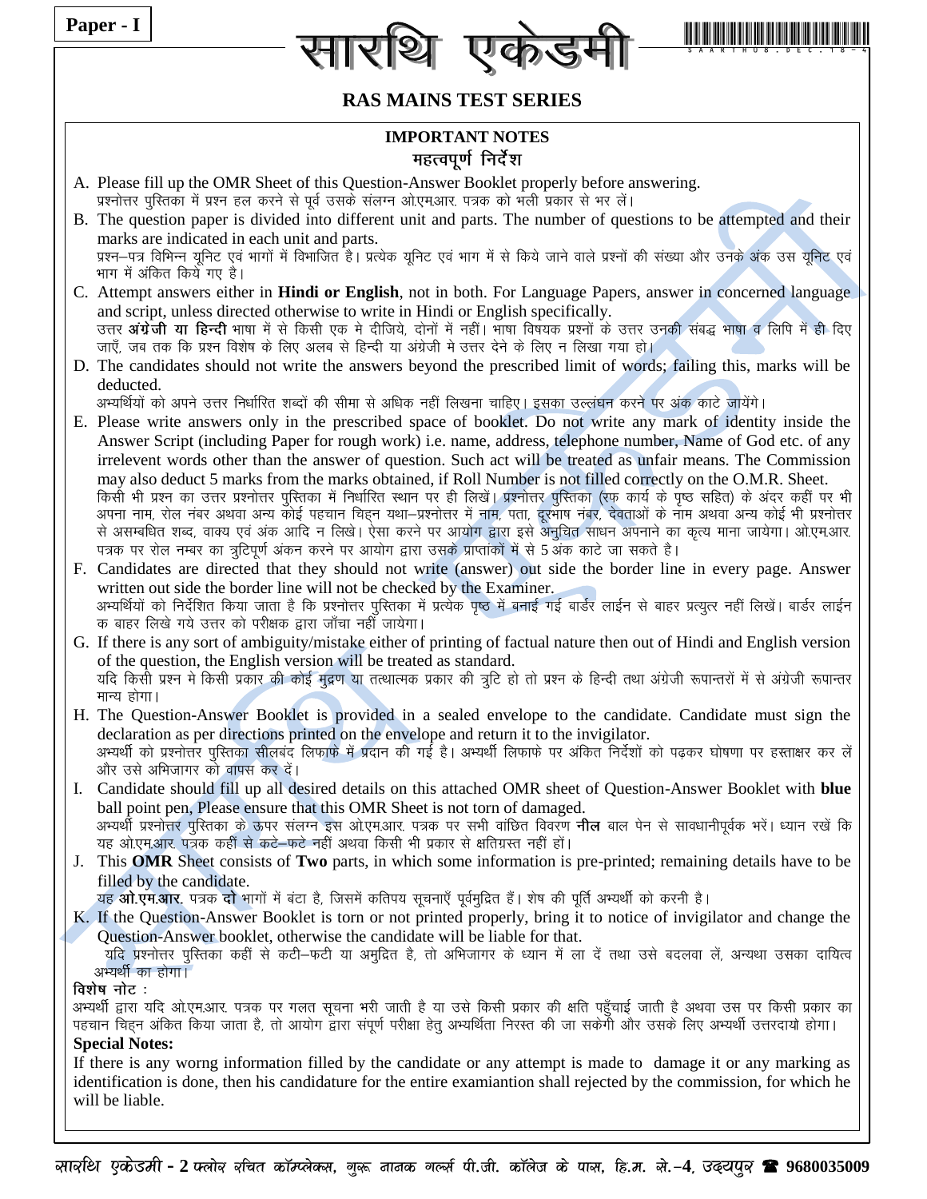Paper - I

# सारथि एकेडमी

## RAS MAINS TEST SERIES

### IMPORTANT NOTES
### महत्वपूर्ण निर्देश

A. Please fill up the OMR Sheet of this Question-Answer Booklet properly before answering.
प्रश्नोत्तर पुस्तिका में प्रश्न हल करने से पूर्व उसके संलग्न ओ.एम.आर. पत्रक को भली प्रकार से भर लें।

B. The question paper is divided into different unit and parts. The number of questions to be attempted and their marks are indicated in each unit and parts.
प्रश्न–पत्र विभिन्न यूनिट एवं भागों में विभाजित है। प्रत्येक यूनिट एवं भाग में से किये जाने वाले प्रश्नों की संख्या और उनके अंक उस यूनिट एवं भाग में अंकित किये गए है।

C. Attempt answers either in **Hindi or English**, not in both. For Language Papers, answer in concerned language and script, unless directed otherwise to write in Hindi or English specifically.
उत्तर **अंग्रेजी या हिन्दी** भाषा में से किसी एक मे दीजिये, दोनों में नहीं। भाषा विषयक प्रश्नों के उत्तर उनकी संबद्ध भाषा व लिपि में ही दिए जाएँ, जब तक कि प्रश्न विशेष के लिए अलग से हिन्दी या अंग्रेजी मे उत्तर देने के लिए न लिखा गया हो।

D. The candidates should not write the answers beyond the prescribed limit of words; failing this, marks will be deducted.
अभ्यर्थियों को अपने उत्तर निर्धारित शब्दों की सीमा से अधिक नहीं लिखना चाहिए। इसका उल्लंघन करने पर अंक काटे जायेंगे।

E. Please write answers only in the prescribed space of booklet. Do not write any mark of identity inside the Answer Script (including Paper for rough work) i.e. name, address, telephone number, Name of God etc. of any irrelevent words other than the answer of question. Such act will be treated as unfair means. The Commission may also deduct 5 marks from the marks obtained, if Roll Number is not filled correctly on the O.M.R. Sheet.
किसी भी प्रश्न का उत्तर प्रश्नोत्तर पुस्तिका में निर्धारित स्थान पर ही लिखें। प्रश्नोत्तर पुस्तिका (रफ कार्य के पृष्ठ सहित) के अंदर कहीं पर भी अपना नाम, रोल नंबर अथवा अन्य कोई पहचान चिह्न यथा–प्रश्नोत्तर में नाम, पता, दूरभाष नंबर, देवताओं के नाम अथवा अन्य कोई भी प्रश्नोत्तर से असम्बधित शब्द, वाक्य एवं अंक आदि न लिखे। ऐसा करने पर आयोग द्वारा इसे अनुचित साधन अपनाने का कृत्य माना जायेगा। ओ.एम.आर. पत्रक पर रोल नम्बर का त्रुटिपूर्ण अंकन करने पर आयोग द्वारा उसके प्राप्तांकों में से 5 अंक काटे जा सकते है।

F. Candidates are directed that they should not write (answer) out side the border line in every page. Answer written out side the border line will not be checked by the Examiner.
अभ्यर्थियों को निर्देशित किया जाता है कि प्रश्नोत्तर पुस्तिका में प्रत्येक पृष्ठ में बनाई गई बार्डर लाईन से बाहर प्रत्युत्र नहीं लिखें। बार्डर लाईन क बाहर लिखे गये उत्तर को परीक्षक द्वारा जाँचा नहीं जायेगा।

G. If there is any sort of ambiguity/mistake either of printing of factual nature then out of Hindi and English version of the question, the English version will be treated as standard.
यदि किसी प्रश्न मे किसी प्रकार की कोई मुद्रण या तत्थात्मक प्रकार की त्रुटि हो तो प्रश्न के हिन्दी तथा अंग्रेजी रूपान्तरों में से अंग्रेजी रूपान्तर मान्य होगा।

H. The Question-Answer Booklet is provided in a sealed envelope to the candidate. Candidate must sign the declaration as per directions printed on the envelope and return it to the invigilator.
अभ्यर्थी को प्रश्नोत्तर पुस्तिका सीलबंद लिफाफे में प्रदान की गई है। अभ्यर्थी लिफाफे पर अंकित निर्देशों को पढ़कर घोषणा पर हस्ताक्षर कर लें और उसे अभिजागर को वापस कर दें।

I. Candidate should fill up all desired details on this attached OMR sheet of Question-Answer Booklet with **blue** ball point pen, Please ensure that this OMR Sheet is not torn of damaged.
अभ्यर्थी प्रश्नोत्तर पुस्तिका के ऊपर संलग्न इस ओ.एम.आर. पत्रक पर सभी वांछित विवरण **नीला** बाल पेन से सावधानीपूर्वक भरें। ध्यान रखें कि यह ओ.एम.आर. पत्रक कहीं से कटे–फटे नहीं अथवा किसी भी प्रकार से क्षतिग्रस्त नहीं हों।

J. This **OMR** Sheet consists of **Two** parts, in which some information is pre-printed; remaining details have to be filled by the candidate.
यह **ओ.एम.आर.** पत्रक **दो** भागों में बंटा है, जिसमें कतिपय सूचनाएँ पूर्वमुद्रित हैं। शेष की पूर्ति अभ्यर्थी को करनी है।

K. If the Question-Answer Booklet is torn or not printed properly, bring it to notice of invigilator and change the Question-Answer booklet, otherwise the candidate will be liable for that.
यदि प्रश्नोत्तर पुस्तिका कहीं से कटी–फटी या अमुद्रित है, तो अभिजागर के ध्यान में ला दें तथा उसे बदलवा लें, अन्यथा उसका दायित्व अभ्यर्थी का होगा।

**विशेष नोट :**
अभ्यर्थी द्वारा यदि ओ.एम.आर. पत्रक पर गलत सूचना भरी जाती है या उसे किसी प्रकार की क्षति पहुँचाई जाती है अथवा उस पर किसी प्रकार का पहचान चिह्न अंकित किया जाता है, तो आयोग द्वारा संपूर्ण परीक्षा हेतु अभ्यर्थिता निरस्त की जा सकेगी और उसके लिए अभ्यर्थी उत्तरदायी होगा।

**Special Notes:**
If there is any worng information filled by the candidate or any attempt is made to damage it or any marking as identification is done, then his candidature for the entire examiantion shall rejected by the commission, for which he will be liable.

सारथि एकेडमी - 2 फ्लोर रचित कॉम्प्लेक्स, गुरू नानक गर्ल्स पी.जी. कॉलेज के पास, हि.म. से.–4, उदयपुर ☎ 9680035009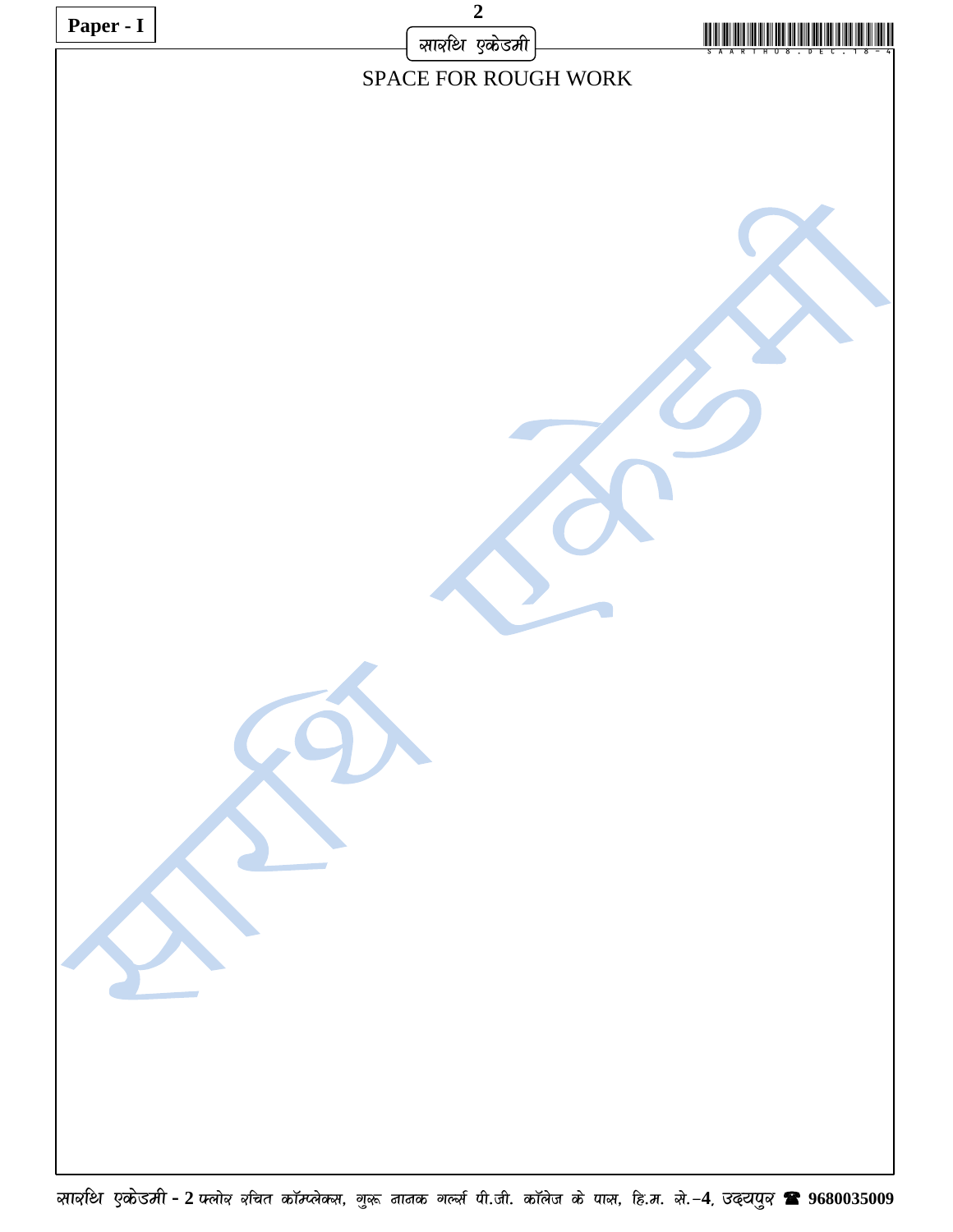SPACE FOR ROUGH WORK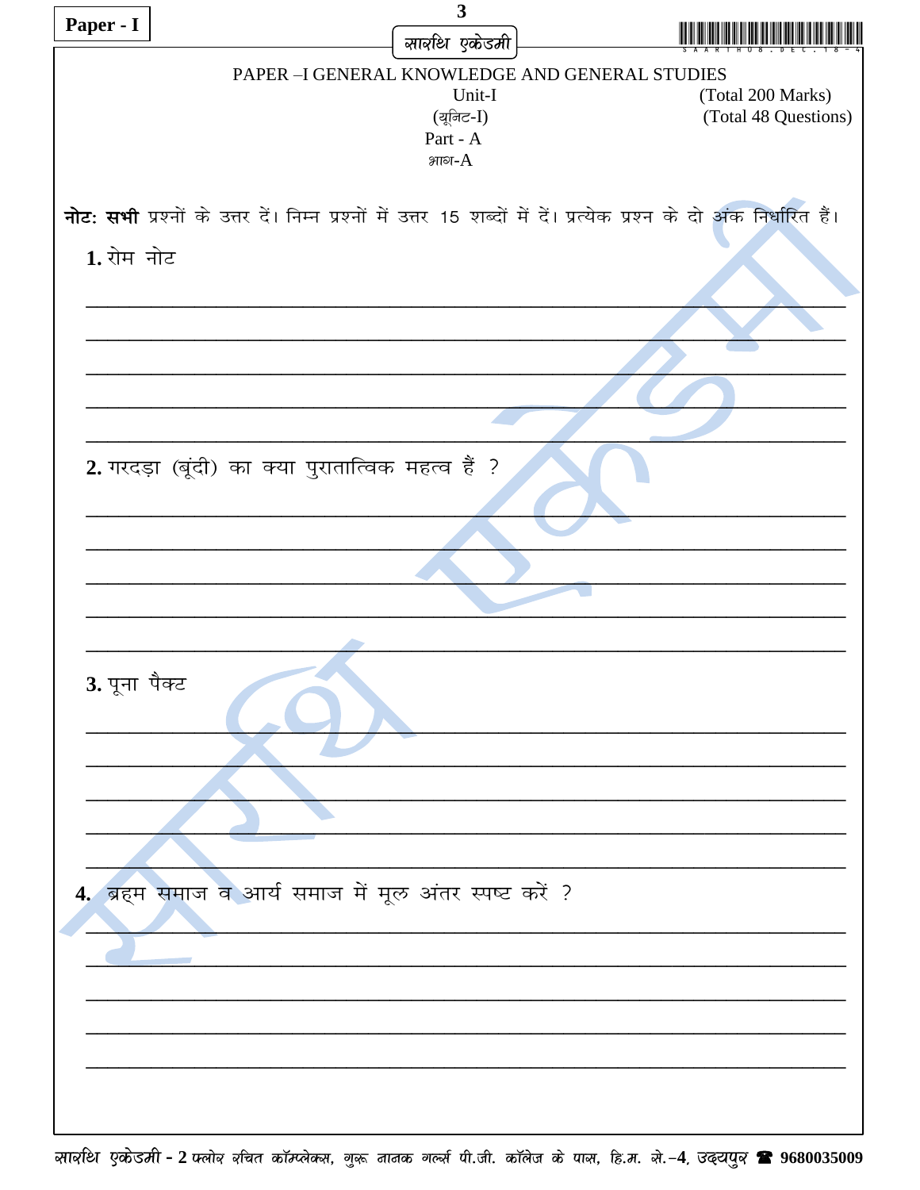Paper - I

## PAPER –I GENERAL KNOWLEDGE AND GENERAL STUDIES

Unit-I (Total 200 Marks)

(यूनिट-I) (Total 48 Questions)

Part - A

भाग-A

**नोटः सभी** प्रश्नों के उत्तर दें। निम्न प्रश्नों में उत्तर 15 शब्दों में दें। प्रत्येक प्रश्न के दो अंक निर्धारित हैं।

**1.** रोम नोट

**2.** गरदड़ा (बूंदी) का क्या पुरातात्विक महत्व हैं ?

**3.** पूना पैक्ट

**4.** ब्रह्म समाज व आर्य समाज में मूल अंतर स्पष्ट करें ?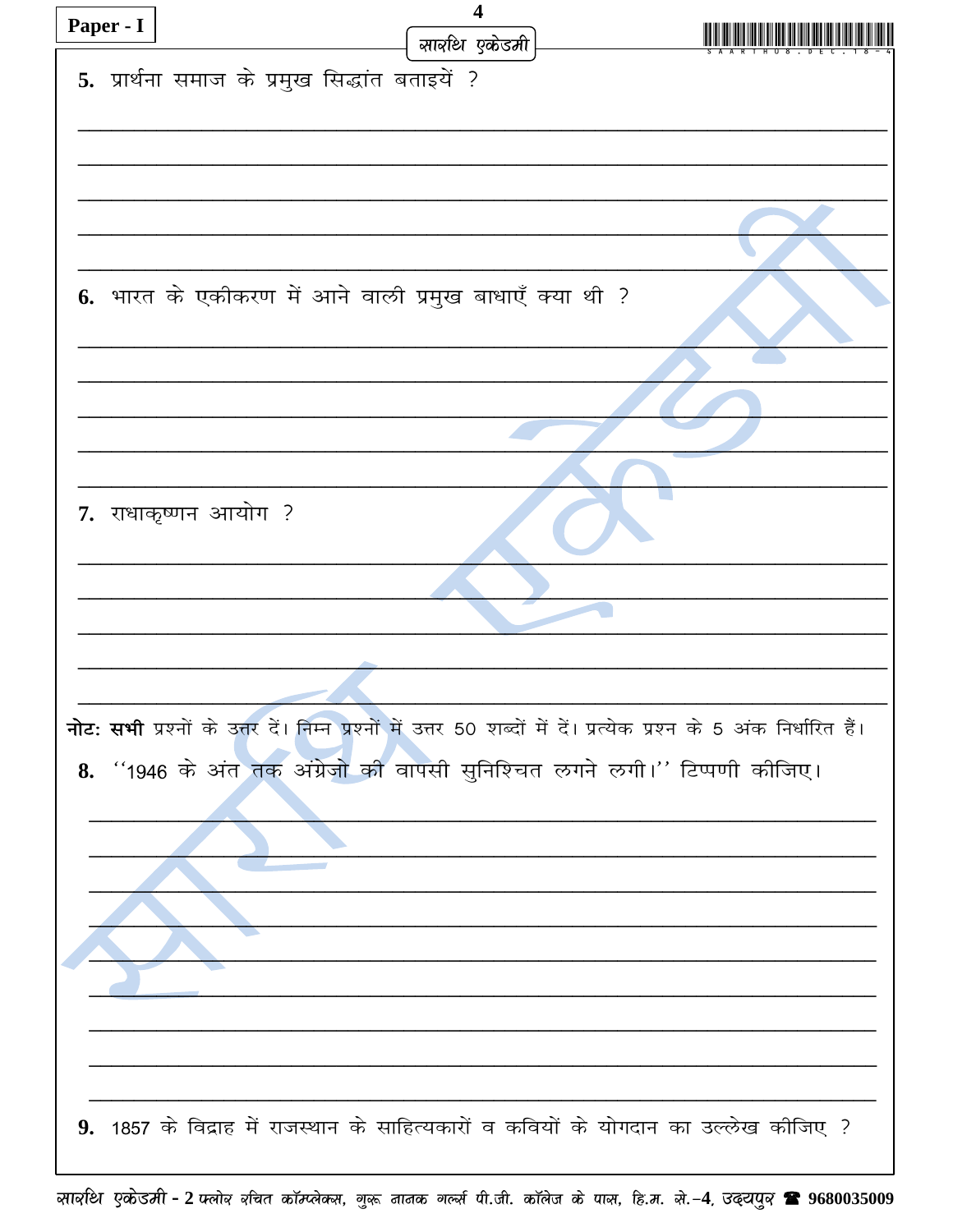**5.** प्रार्थना समाज के प्रमुख सिद्धांत बताइयें ?

**6.** भारत के एकीकरण में आने वाली प्रमुख बाधाएँ क्या थी ?

**7.** राधाकृष्णन आयोग ?

**नोटः सभी** प्रश्नों के उत्तर दें। निम्न प्रश्नों में उत्तर 50 शब्दों में दें। प्रत्येक प्रश्न के 5 अंक निर्धारित हैं।

**8.** ''1946 के अंत तक अंग्रेजो की वापसी सुनिश्चित लगने लगी।'' टिप्पणी कीजिए।

**9.** 1857 के विद्राह में राजस्थान के साहित्यकारों व कवियों के योगदान का उल्लेख कीजिए ?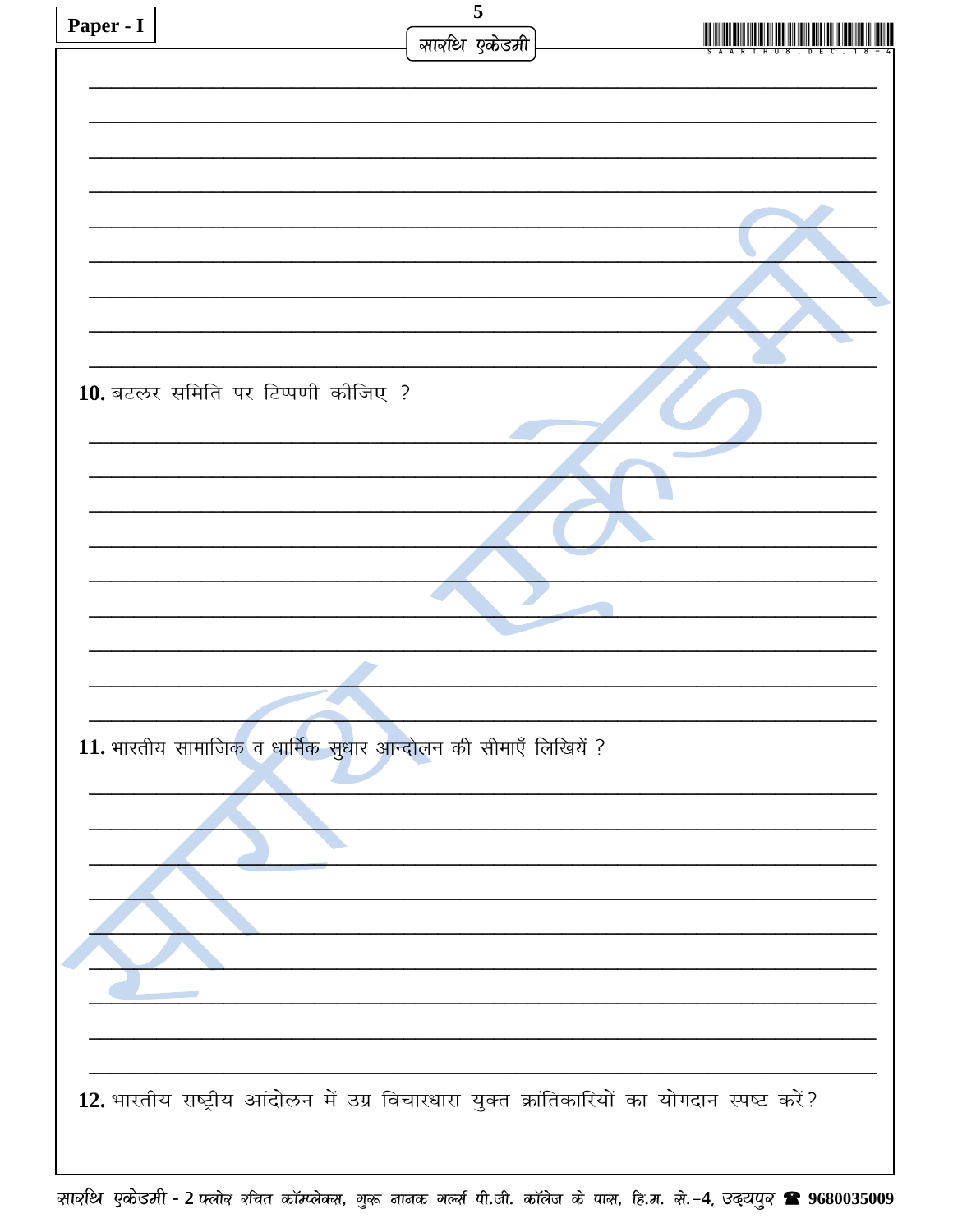**10.** बटलर समिति पर टिप्पणी कीजिए ?

**11.** भारतीय सामाजिक व धार्मिक सुधार आन्दोलन की सीमाएँ लिखियें ?

**12.** भारतीय राष्ट्रीय आंदोलन में उग्र विचारधारा युक्त क्रांतिकारियों का योगदान स्पष्ट करें?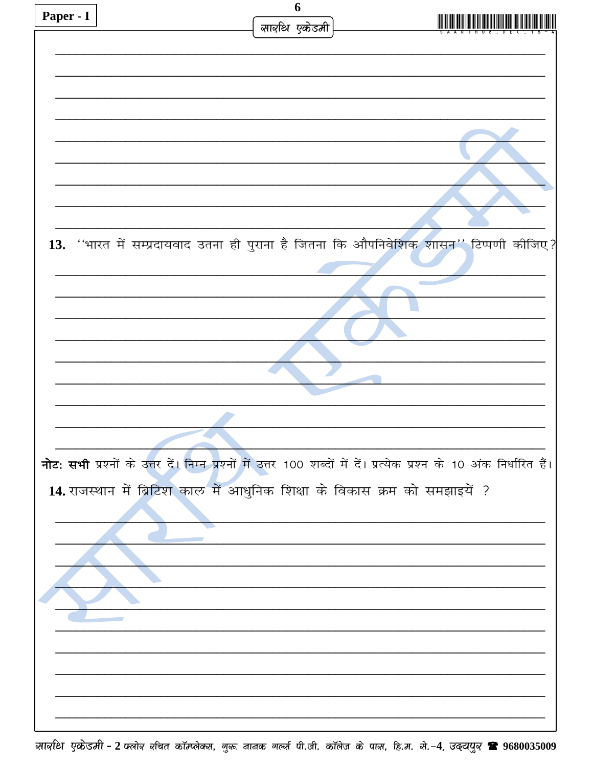13. ''भारत में सम्प्रदायवाद उतना ही पुराना है जितना कि औपनिवेशिक शासन'' टिप्पणी कीजिए?

**नोटः सभी** प्रश्नों के उत्तर दें। निम्न प्रश्नों में उत्तर 100 शब्दों में दें। प्रत्येक प्रश्न के 10 अंक निर्धारित हैं।

14. राजस्थान में ब्रिटिश काल में आधुनिक शिक्षा के विकास क्रम को समझाइयें ?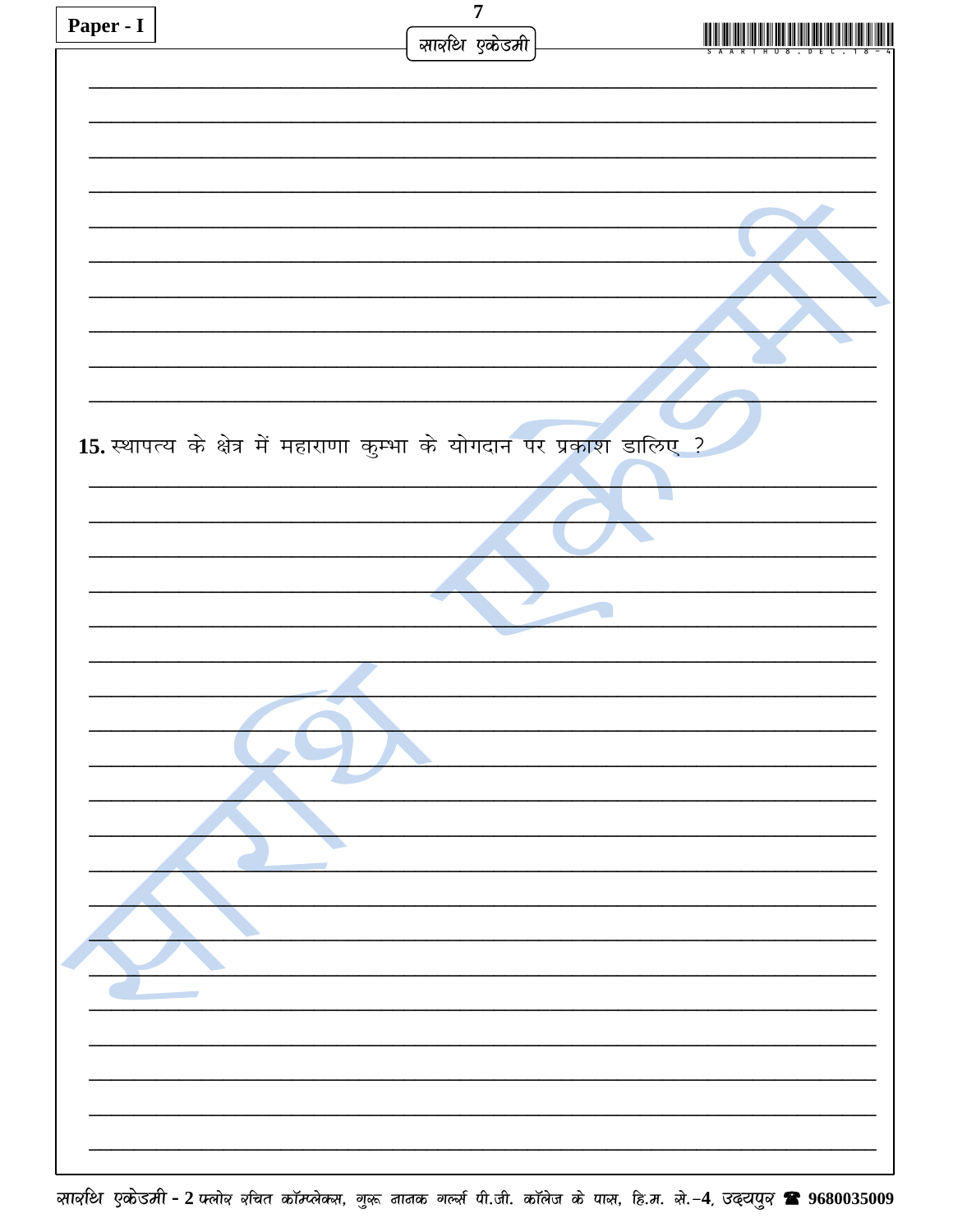15. स्थापत्य के क्षेत्र में महाराणा कुम्भा के योगदान पर प्रकाश डालिए ?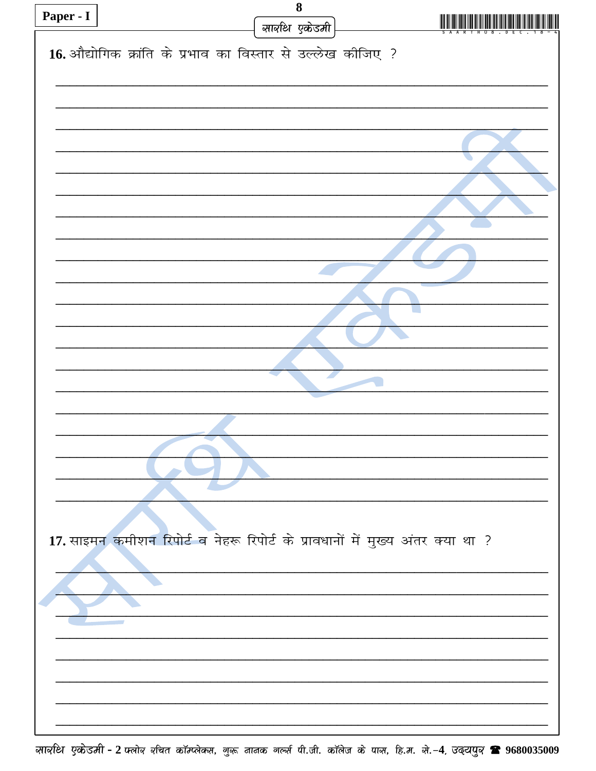**16.** औद्योगिक क्रांति के प्रभाव का विस्तार से उल्लेख कीजिए ?

**17.** साइमन कमीशन रिपोर्ट व नेहरू रिपोर्ट के प्रावधानों में मुख्य अंतर क्या था ?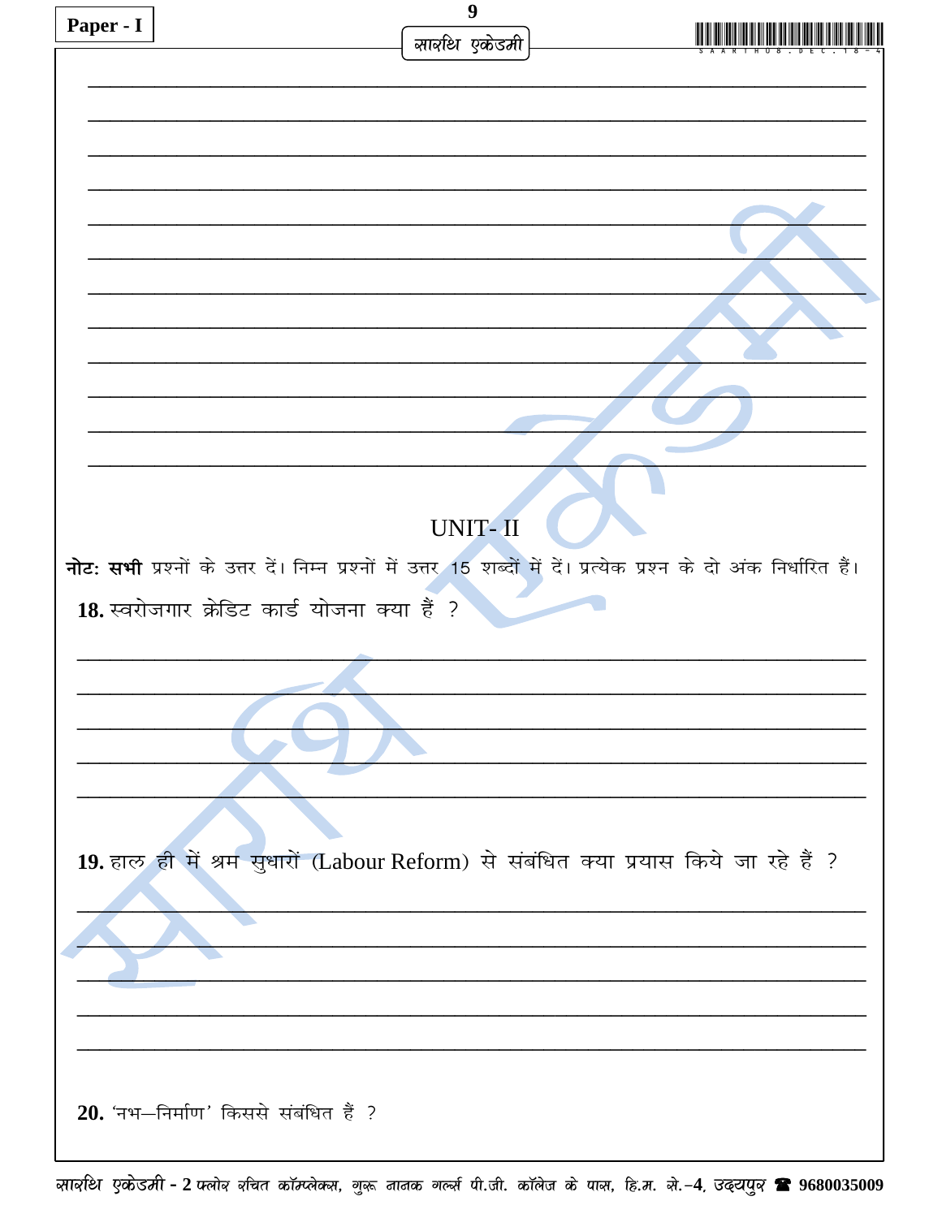## UNIT- II

**नोटः सभी** प्रश्नों के उत्तर दें। निम्न प्रश्नों में उत्तर 15 शब्दों में दें। प्रत्येक प्रश्न के दो अंक निर्धारित हैं।

**18.** स्वरोजगार क्रेडिट कार्ड योजना क्या हैं ?

**19.** हाल ही में श्रम सुधारों (Labour Reform) से संबंधित क्या प्रयास किये जा रहे हैं ?

**20.** 'नभ–निर्माण' किससे संबंधित हैं ?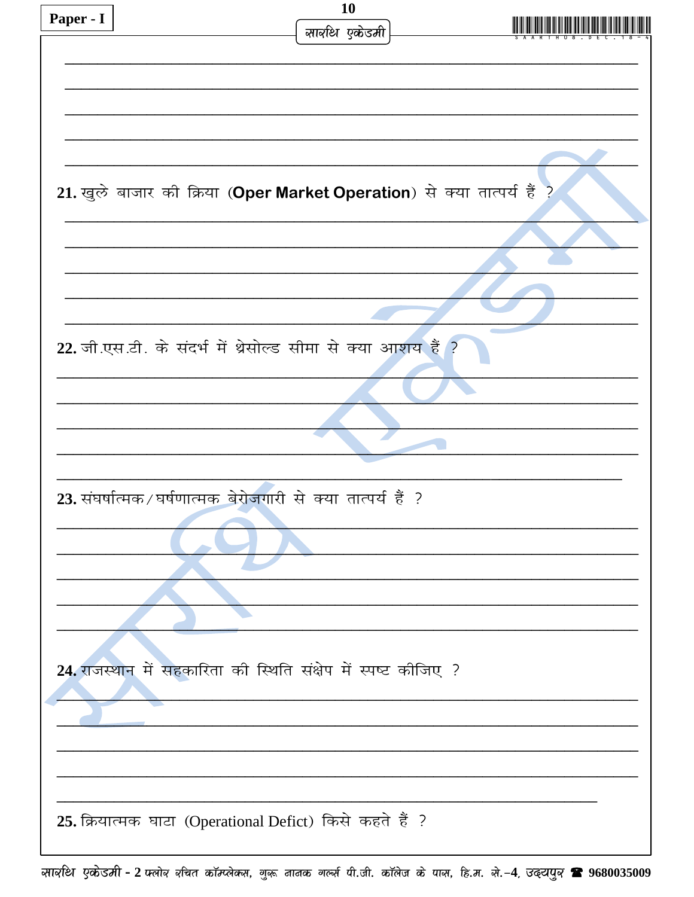21. खुले बाजार की क्रिया (**Oper Market Operation**) से क्या तात्पर्य हैं ?

22. जी.एस.टी. के संदर्भ में थ्रेसोल्ड सीमा से क्या आशय हैं ?

23. संघर्षात्मक/घर्षणात्मक बेरोजगारी से क्या तात्पर्य हैं ?

24. राजस्थान में सहकारिता की स्थिति संक्षेप में स्पष्ट कीजिए ?

25. क्रियात्मक घाटा (Operational Defict) किसे कहते हैं ?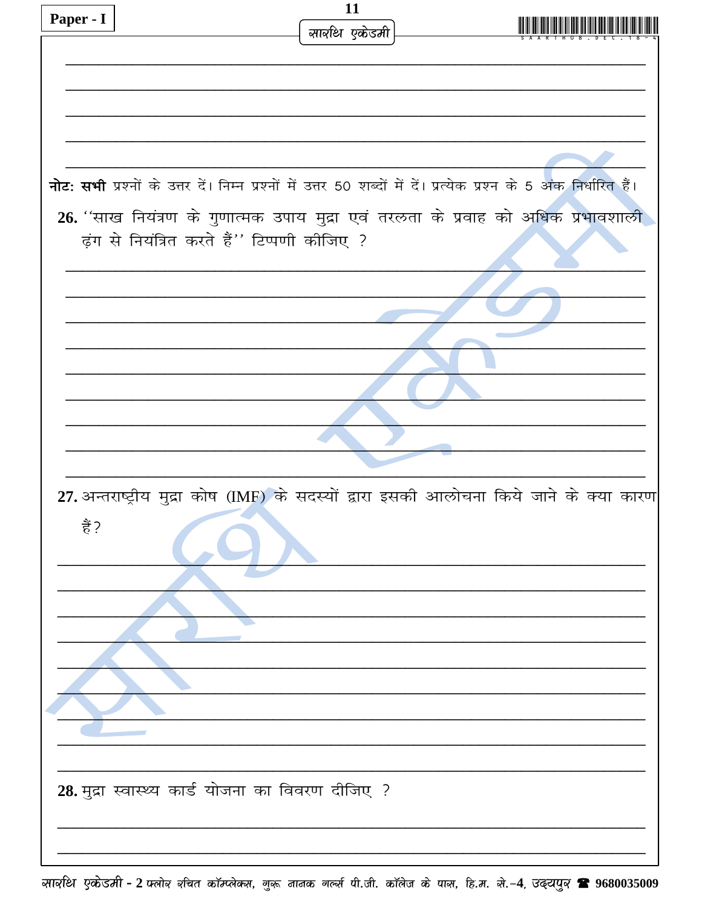**नोटः सभी** प्रश्नों के उत्तर दें। निम्न प्रश्नों में उत्तर 50 शब्दों में दें। प्रत्येक प्रश्न के 5 अंक निर्धारित हैं।

**26.** ''साख नियंत्रण के गुणात्मक उपाय मुद्रा एवं तरलता के प्रवाह को अधिक प्रभावशाली ढ़ंग से नियंत्रित करते हैं'' टिप्पणी कीजिए ?

**27.** अन्तराष्ट्रीय मुद्रा कोष (IMF) के सदस्यों द्वारा इसकी आलोचना किये जाने के क्या कारण हैं?

**28.** मुद्रा स्वास्थ्य कार्ड योजना का विवरण दीजिए ?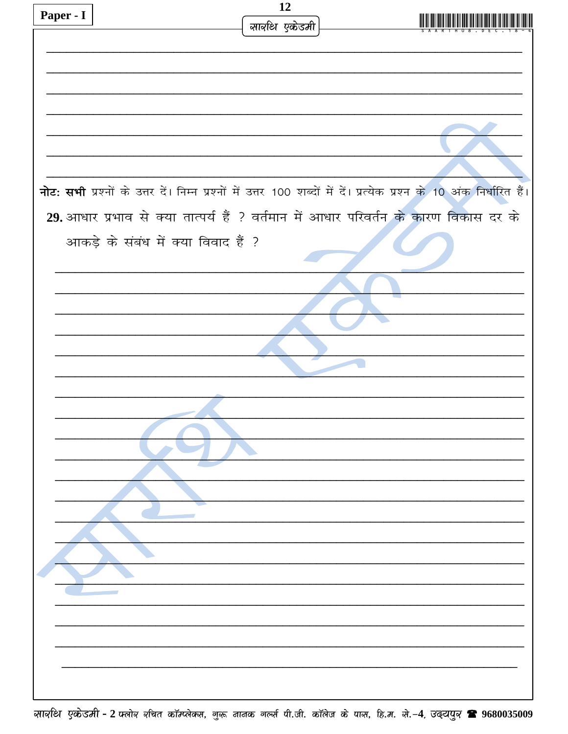**नोटः सभी** प्रश्नों के उत्तर दें। निम्न प्रश्नों में उत्तर 100 शब्दों में दें। प्रत्येक प्रश्न के 10 अंक निर्धारित हैं।

**29.** आधार प्रभाव से क्या तात्पर्य हैं ? वर्तमान में आधार परिवर्तन के कारण विकास दर के आकड़े के संबंध में क्या विवाद हैं ?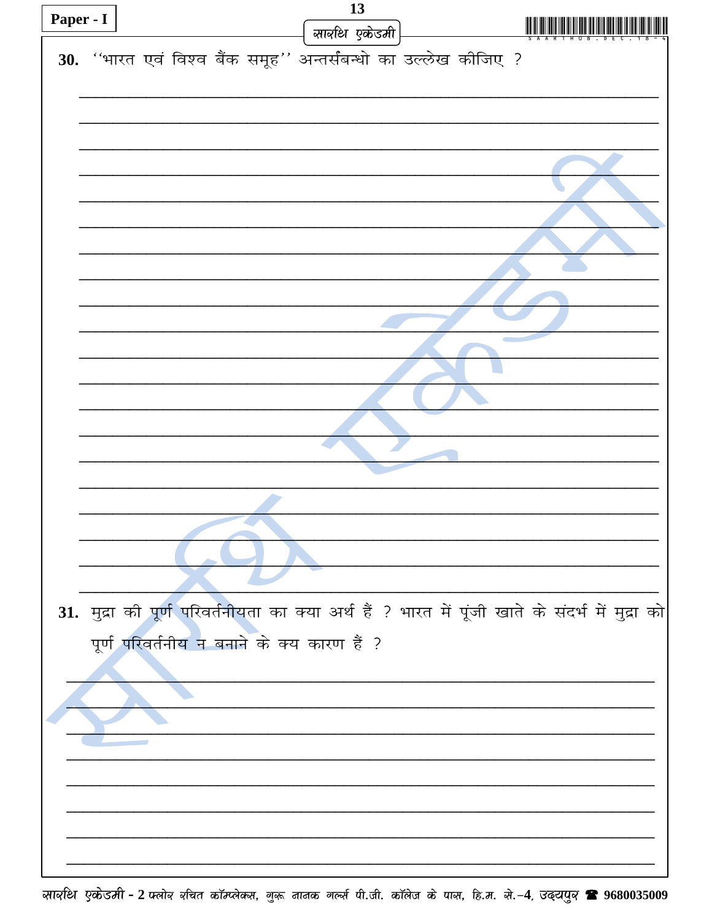**30.** ''भारत एवं विश्व बैंक समूह'' अन्तर्संबन्धो का उल्लेख कीजिए ?

**31.** मुद्रा की पूर्ण परिवर्तनीयता का क्या अर्थ हैं ? भारत में पूंजी खाते के संदर्भ में मुद्रा को पूर्ण परिवर्तनीय न बनाने के क्य कारण हैं ?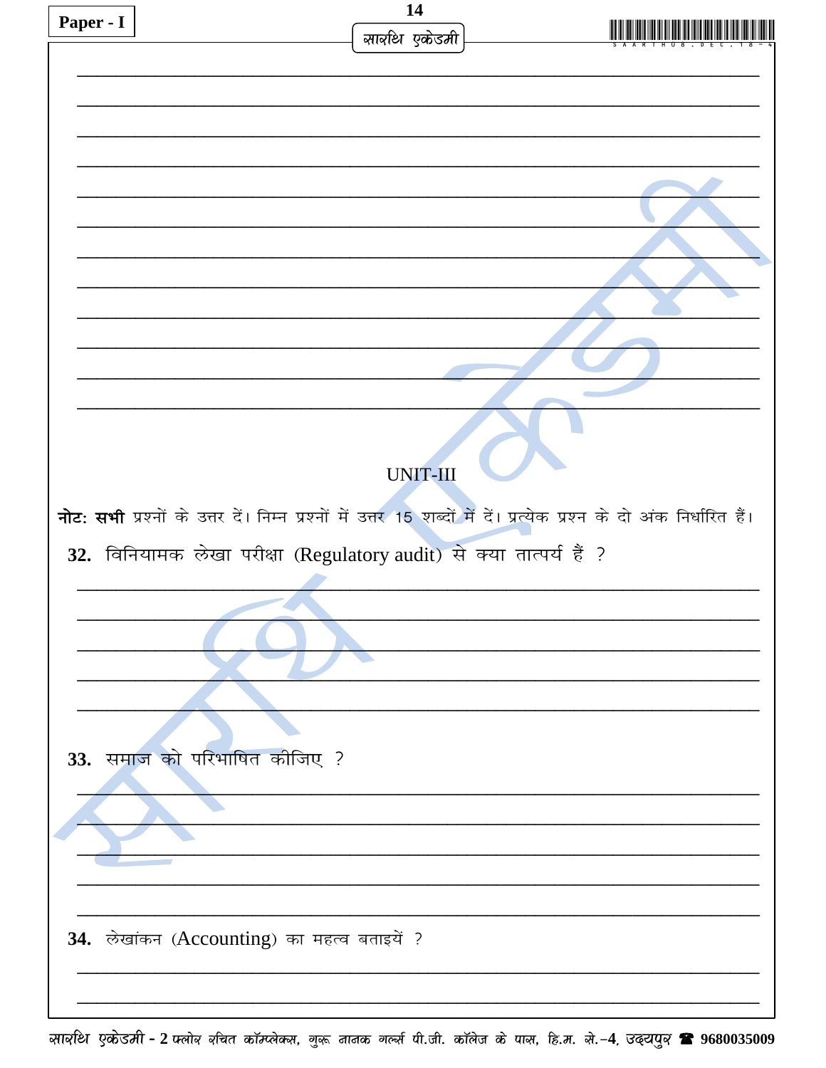## UNIT-III

**नोटः सभी** प्रश्नों के उत्तर दें। निम्न प्रश्नों में उत्तर 15 शब्दों में दें। प्रत्येक प्रश्न के दो अंक निर्धारित हैं।

**32.** विनियामक लेखा परीक्षा (Regulatory audit) से क्या तात्पर्य हैं ?

**33.** समाज को परिभाषित कीजिए ?

**34.** लेखांकन (Accounting) का महत्व बताइयें ?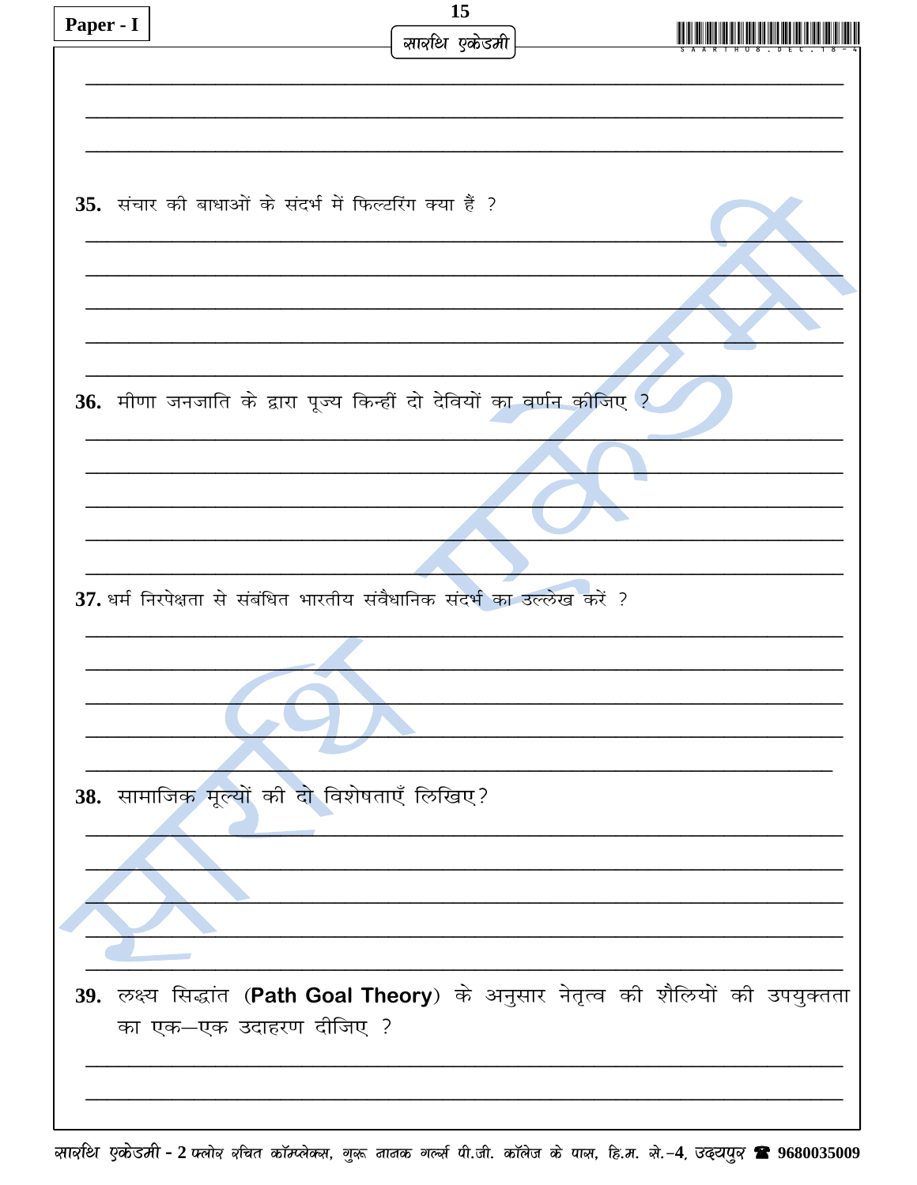35. संचार की बाधाओं के संदर्भ में फिल्टरिंग क्या हैं ?

36. मीणा जनजाति के द्वारा पूज्य किन्हीं दो देवियों का वर्णन कीजिए ?

37. धर्म निरपेक्षता से संबंधित भारतीय संवैधानिक संदर्भ का उल्लेख करें ?

38. सामाजिक मूल्यों की दो विशेषताएँ लिखिए?

39. लक्ष्य सिद्धांत (**Path Goal Theory**) के अनुसार नेतृत्व की शैलियों की उपयुक्तता का एक–एक उदाहरण दीजिए ?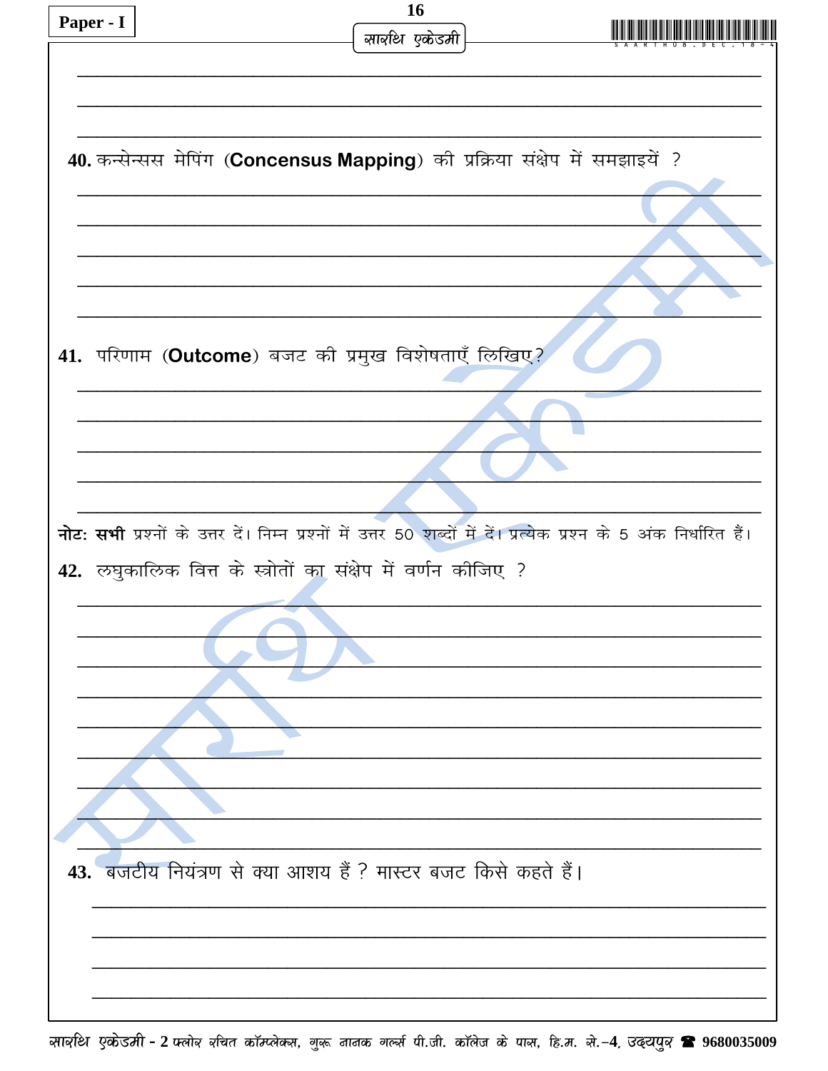40. कन्सेन्सस मेपिंग (**Concensus Mapping**) की प्रक्रिया संक्षेप में समझाइयें ?

41. परिणाम (**Outcome**) बजट की प्रमुख विशेषताएँ लिखिए?

**नोटः सभी** प्रश्नों के उत्तर दें। निम्न प्रश्नों में उत्तर 50 शब्दों में दें। प्रत्येक प्रश्न के 5 अंक निर्धारित हैं।

42. लघुकालिक वित्त के स्त्रोतों का संक्षेप में वर्णन कीजिए ?

43. बजटीय नियंत्रण से क्या आशय हैं ? मास्टर बजट किसे कहते हैं।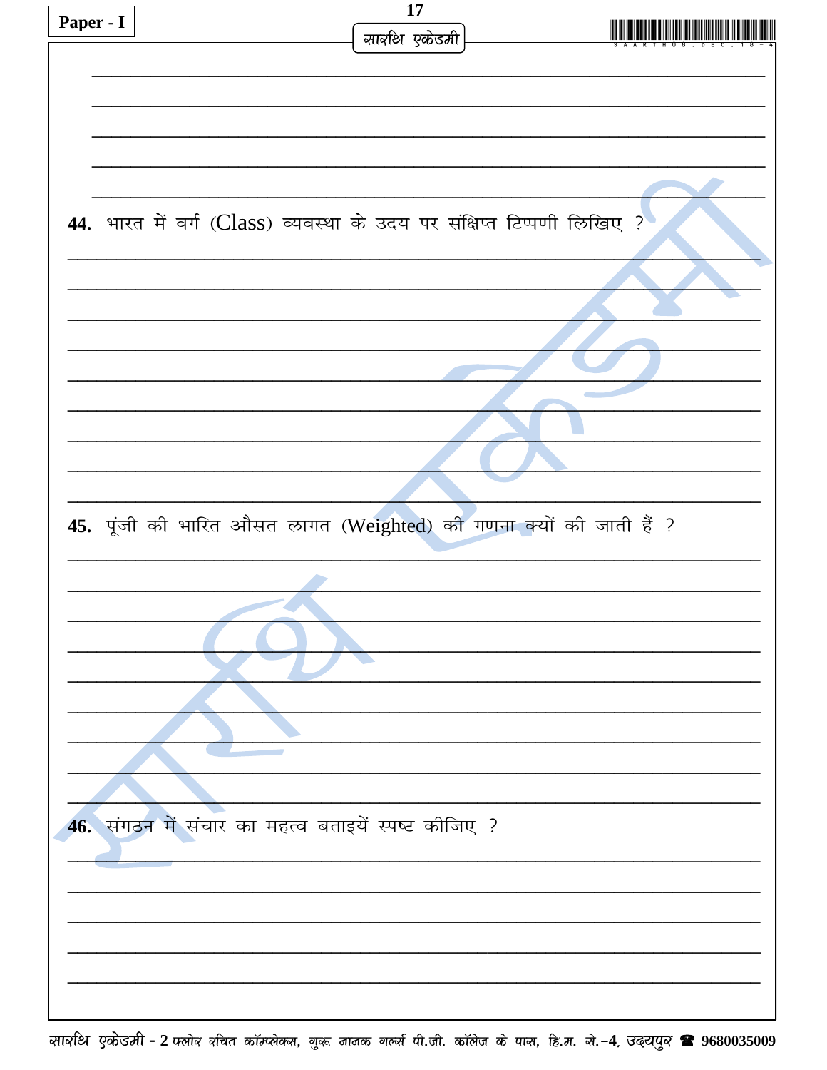**44.** भारत में वर्ग (Class) व्यवस्था के उदय पर संक्षिप्त टिप्पणी लिखिए ?

**45.** पूंजी की भारित औसत लागत (Weighted) की गणना क्यों की जाती हैं ?

**46.** संगठन में संचार का महत्व बताइयें स्पष्ट कीजिए ?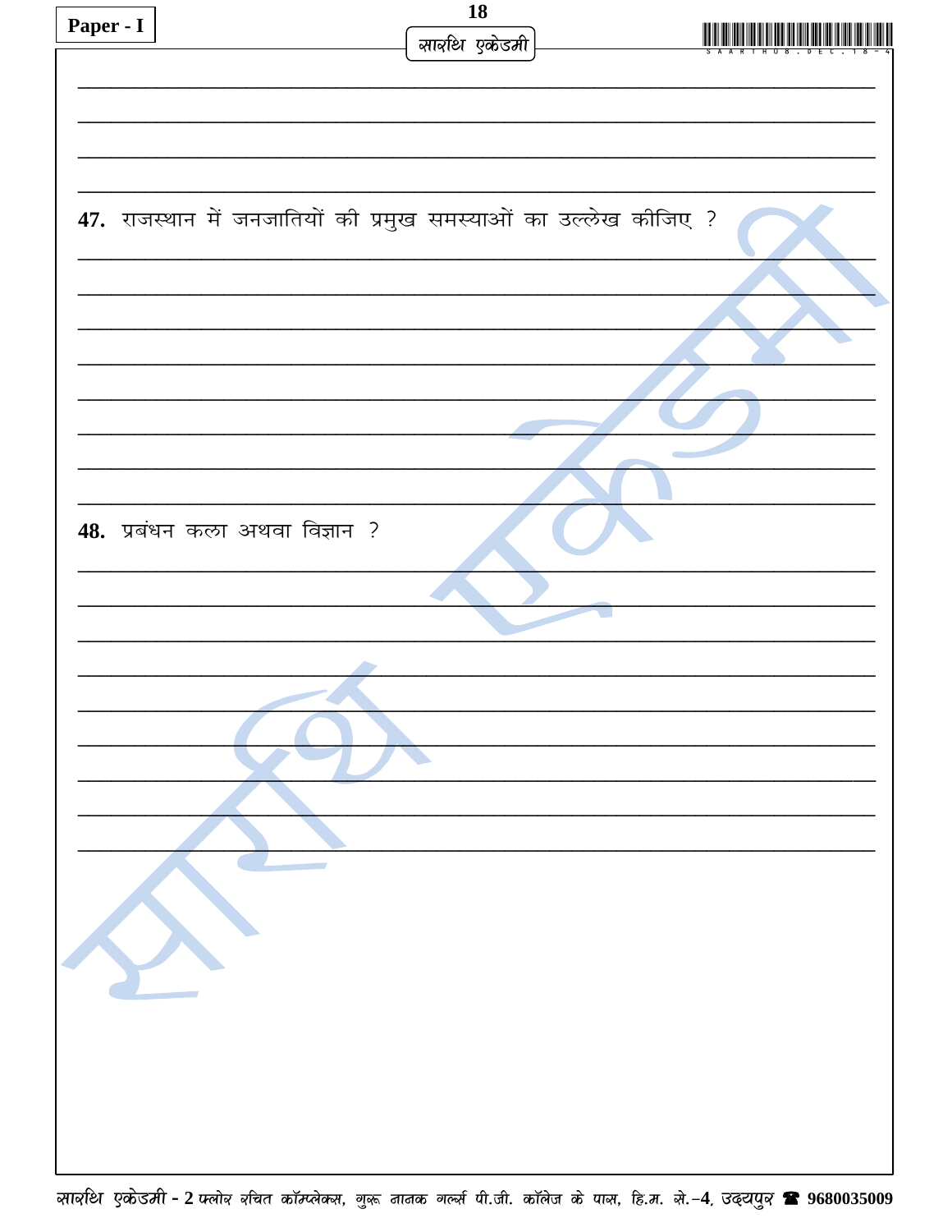47. राजस्थान में जनजातियों की प्रमुख समस्याओं का उल्लेख कीजिए ?

48. प्रबंधन कला अथवा विज्ञान ?